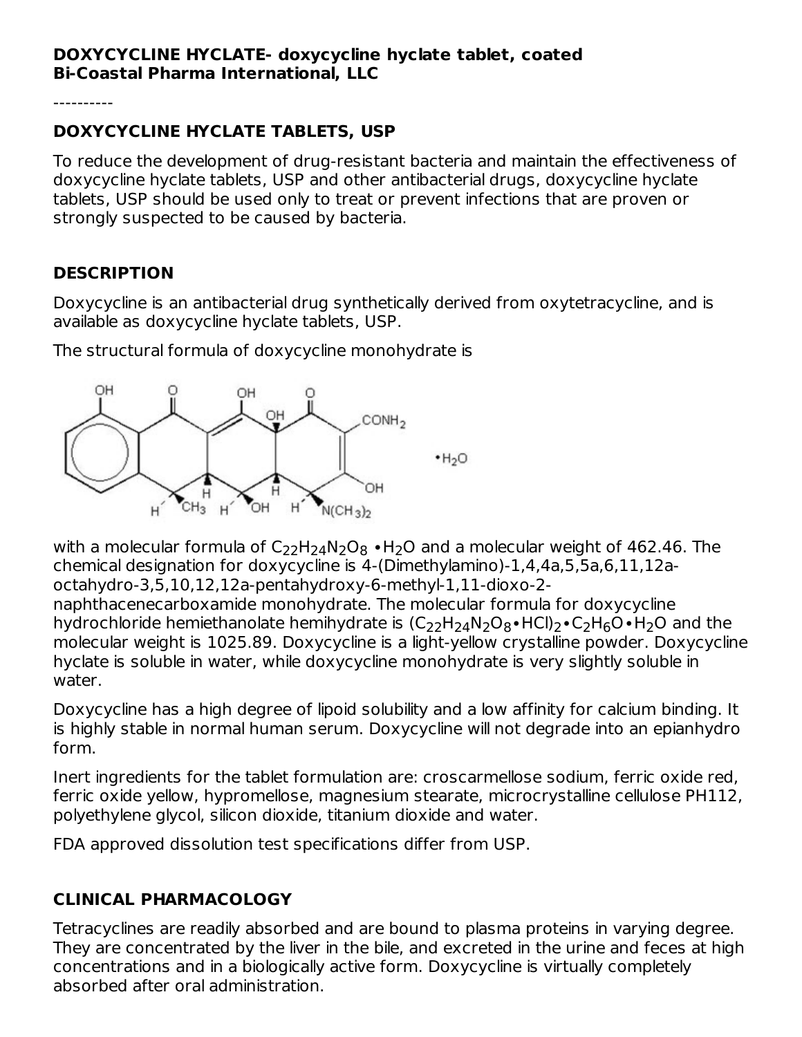**DOXYCYCLINE HYCLATE- doxycycline hyclate tablet, coated**
**Bi-Coastal Pharma International, LLC**

----------

## DOXYCYCLINE HYCLATE TABLETS, USP

To reduce the development of drug-resistant bacteria and maintain the effectiveness of doxycycline hyclate tablets, USP and other antibacterial drugs, doxycycline hyclate tablets, USP should be used only to treat or prevent infections that are proven or strongly suspected to be caused by bacteria.

## DESCRIPTION

Doxycycline is an antibacterial drug synthetically derived from oxytetracycline, and is available as doxycycline hyclate tablets, USP.

The structural formula of doxycycline monohydrate is

with a molecular formula of $C_{22}H_{24}N_2O_8 \bullet H_2O$ and a molecular weight of 462.46. The chemical designation for doxycycline is 4-(Dimethylamino)-1,4,4a,5,5a,6,11,12a-octahydro-3,5,10,12,12a-pentahydroxy-6-methyl-1,11-dioxo-2-naphthacenecarboxamide monohydrate. The molecular formula for doxycycline hydrochloride hemiethanolate hemihydrate is $(C_{22}H_{24}N_2O_8 \bullet HCl)_2 \bullet C_2H_6O \bullet H_2O$ and the molecular weight is 1025.89. Doxycycline is a light-yellow crystalline powder. Doxycycline hyclate is soluble in water, while doxycycline monohydrate is very slightly soluble in water.

Doxycycline has a high degree of lipoid solubility and a low affinity for calcium binding. It is highly stable in normal human serum. Doxycycline will not degrade into an epianhydro form.

Inert ingredients for the tablet formulation are: croscarmellose sodium, ferric oxide red, ferric oxide yellow, hypromellose, magnesium stearate, microcrystalline cellulose PH112, polyethylene glycol, silicon dioxide, titanium dioxide and water.

FDA approved dissolution test specifications differ from USP.

## CLINICAL PHARMACOLOGY

Tetracyclines are readily absorbed and are bound to plasma proteins in varying degree. They are concentrated by the liver in the bile, and excreted in the urine and feces at high concentrations and in a biologically active form. Doxycycline is virtually completely absorbed after oral administration.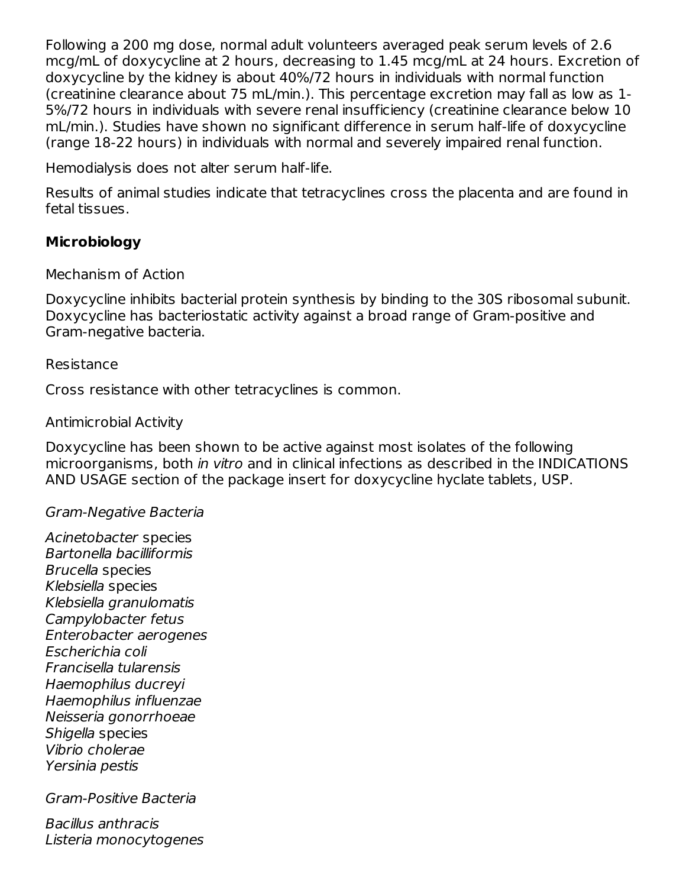Following a 200 mg dose, normal adult volunteers averaged peak serum levels of 2.6 mcg/mL of doxycycline at 2 hours, decreasing to 1.45 mcg/mL at 24 hours. Excretion of doxycycline by the kidney is about 40%/72 hours in individuals with normal function (creatinine clearance about 75 mL/min.). This percentage excretion may fall as low as 1-5%/72 hours in individuals with severe renal insufficiency (creatinine clearance below 10 mL/min.). Studies have shown no significant difference in serum half-life of doxycycline (range 18-22 hours) in individuals with normal and severely impaired renal function.

Hemodialysis does not alter serum half-life.

Results of animal studies indicate that tetracyclines cross the placenta and are found in fetal tissues.

## Microbiology

Mechanism of Action

Doxycycline inhibits bacterial protein synthesis by binding to the 30S ribosomal subunit. Doxycycline has bacteriostatic activity against a broad range of Gram-positive and Gram-negative bacteria.

Resistance

Cross resistance with other tetracyclines is common.

Antimicrobial Activity

Doxycycline has been shown to be active against most isolates of the following microorganisms, both *in vitro* and in clinical infections as described in the INDICATIONS AND USAGE section of the package insert for doxycycline hyclate tablets, USP.

*Gram-Negative Bacteria*

*Acinetobacter* species
*Bartonella bacilliformis*
*Brucella* species
*Klebsiella* species
*Klebsiella granulomatis*
*Campylobacter fetus*
*Enterobacter aerogenes*
*Escherichia coli*
*Francisella tularensis*
*Haemophilus ducreyi*
*Haemophilus influenzae*
*Neisseria gonorrhoeae*
*Shigella* species
*Vibrio cholerae*
*Yersinia pestis*

*Gram-Positive Bacteria*

*Bacillus anthracis*
*Listeria monocytogenes*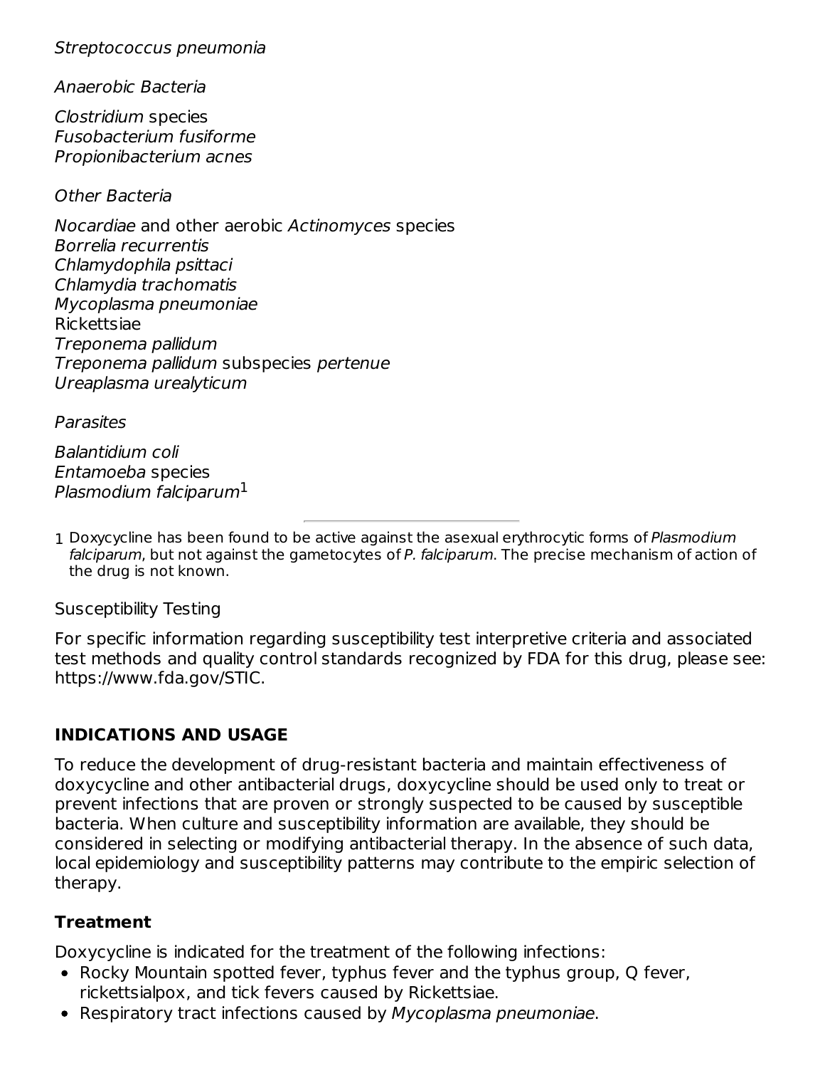*Streptococcus pneumonia*

*Anaerobic Bacteria*

*Clostridium* species
*Fusobacterium fusiforme*
*Propionibacterium acnes*

*Other Bacteria*

*Nocardiae* and other aerobic *Actinomyces* species
*Borrelia recurrentis*
*Chlamydophila psittaci*
*Chlamydia trachomatis*
*Mycoplasma pneumoniae*
Rickettsiae
*Treponema pallidum*
*Treponema pallidum* subspecies *pertenue*
*Ureaplasma urealyticum*

*Parasites*

*Balantidium coli*
*Entamoeba* species
*Plasmodium falciparum*[1]

---

1 Doxycycline has been found to be active against the asexual erythrocytic forms of *Plasmodium falciparum*, but not against the gametocytes of *P. falciparum*. The precise mechanism of action of the drug is not known.

Susceptibility Testing

For specific information regarding susceptibility test interpretive criteria and associated test methods and quality control standards recognized by FDA for this drug, please see: https://www.fda.gov/STIC.

## INDICATIONS AND USAGE

To reduce the development of drug-resistant bacteria and maintain effectiveness of doxycycline and other antibacterial drugs, doxycycline should be used only to treat or prevent infections that are proven or strongly suspected to be caused by susceptible bacteria. When culture and susceptibility information are available, they should be considered in selecting or modifying antibacterial therapy. In the absence of such data, local epidemiology and susceptibility patterns may contribute to the empiric selection of therapy.

### Treatment

Doxycycline is indicated for the treatment of the following infections:

- Rocky Mountain spotted fever, typhus fever and the typhus group, Q fever, rickettsialpox, and tick fevers caused by Rickettsiae.
- Respiratory tract infections caused by *Mycoplasma pneumoniae*.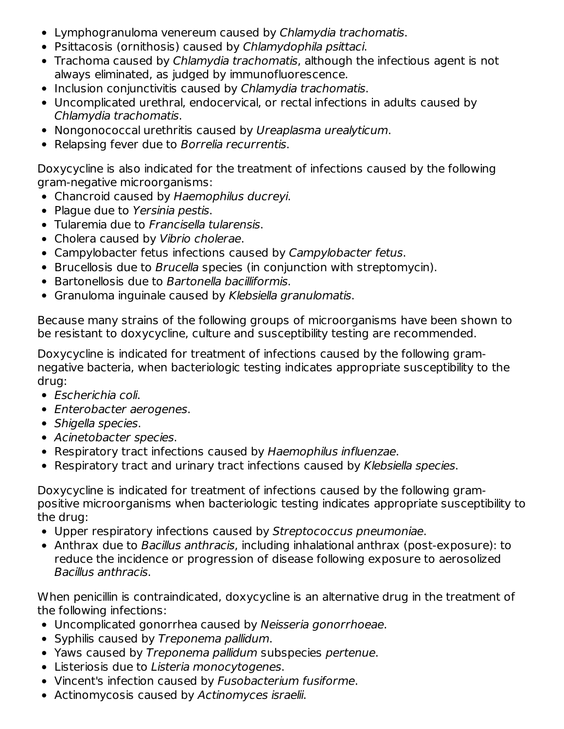- Lymphogranuloma venereum caused by *Chlamydia trachomatis*.
- Psittacosis (ornithosis) caused by *Chlamydophila psittaci*.
- Trachoma caused by *Chlamydia trachomatis*, although the infectious agent is not always eliminated, as judged by immunofluorescence.
- Inclusion conjunctivitis caused by *Chlamydia trachomatis*.
- Uncomplicated urethral, endocervical, or rectal infections in adults caused by *Chlamydia trachomatis*.
- Nongonococcal urethritis caused by *Ureaplasma urealyticum*.
- Relapsing fever due to *Borrelia recurrentis*.

Doxycycline is also indicated for the treatment of infections caused by the following gram-negative microorganisms:

- Chancroid caused by *Haemophilus ducreyi*.
- Plague due to *Yersinia pestis*.
- Tularemia due to *Francisella tularensis*.
- Cholera caused by *Vibrio cholerae*.
- Campylobacter fetus infections caused by *Campylobacter fetus*.
- Brucellosis due to *Brucella* species (in conjunction with streptomycin).
- Bartonellosis due to *Bartonella bacilliformis*.
- Granuloma inguinale caused by *Klebsiella granulomatis*.

Because many strains of the following groups of microorganisms have been shown to be resistant to doxycycline, culture and susceptibility testing are recommended.

Doxycycline is indicated for treatment of infections caused by the following gram-negative bacteria, when bacteriologic testing indicates appropriate susceptibility to the drug:

- *Escherichia coli*.
- *Enterobacter aerogenes*.
- *Shigella species*.
- *Acinetobacter species*.
- Respiratory tract infections caused by *Haemophilus influenzae*.
- Respiratory tract and urinary tract infections caused by *Klebsiella species*.

Doxycycline is indicated for treatment of infections caused by the following gram-positive microorganisms when bacteriologic testing indicates appropriate susceptibility to the drug:

- Upper respiratory infections caused by *Streptococcus pneumoniae*.
- Anthrax due to *Bacillus anthracis*, including inhalational anthrax (post-exposure): to reduce the incidence or progression of disease following exposure to aerosolized *Bacillus anthracis*.

When penicillin is contraindicated, doxycycline is an alternative drug in the treatment of the following infections:

- Uncomplicated gonorrhea caused by *Neisseria gonorrhoeae*.
- Syphilis caused by *Treponema pallidum*.
- Yaws caused by *Treponema pallidum* subspecies *pertenue*.
- Listeriosis due to *Listeria monocytogenes*.
- Vincent's infection caused by *Fusobacterium fusiforme*.
- Actinomycosis caused by *Actinomyces israelii*.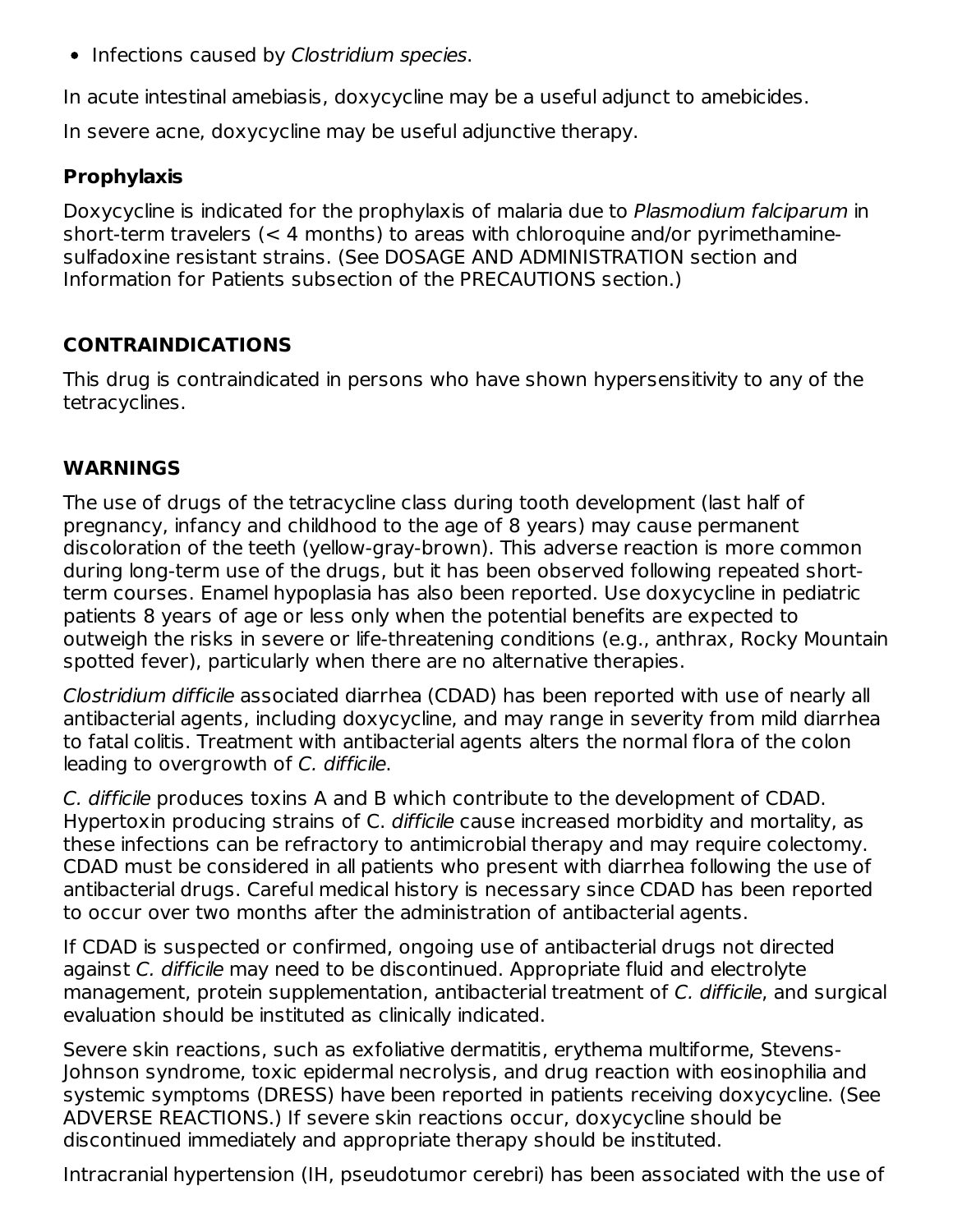- Infections caused by *Clostridium species*.

In acute intestinal amebiasis, doxycycline may be a useful adjunct to amebicides.

In severe acne, doxycycline may be useful adjunctive therapy.

### Prophylaxis

Doxycycline is indicated for the prophylaxis of malaria due to *Plasmodium falciparum* in short-term travelers (< 4 months) to areas with chloroquine and/or pyrimethamine-sulfadoxine resistant strains. (See DOSAGE AND ADMINISTRATION section and Information for Patients subsection of the PRECAUTIONS section.)

## CONTRAINDICATIONS

This drug is contraindicated in persons who have shown hypersensitivity to any of the tetracyclines.

## WARNINGS

The use of drugs of the tetracycline class during tooth development (last half of pregnancy, infancy and childhood to the age of 8 years) may cause permanent discoloration of the teeth (yellow-gray-brown). This adverse reaction is more common during long-term use of the drugs, but it has been observed following repeated short-term courses. Enamel hypoplasia has also been reported. Use doxycycline in pediatric patients 8 years of age or less only when the potential benefits are expected to outweigh the risks in severe or life-threatening conditions (e.g., anthrax, Rocky Mountain spotted fever), particularly when there are no alternative therapies.

*Clostridium difficile* associated diarrhea (CDAD) has been reported with use of nearly all antibacterial agents, including doxycycline, and may range in severity from mild diarrhea to fatal colitis. Treatment with antibacterial agents alters the normal flora of the colon leading to overgrowth of *C. difficile*.

*C. difficile* produces toxins A and B which contribute to the development of CDAD. Hypertoxin producing strains of C. *difficile* cause increased morbidity and mortality, as these infections can be refractory to antimicrobial therapy and may require colectomy. CDAD must be considered in all patients who present with diarrhea following the use of antibacterial drugs. Careful medical history is necessary since CDAD has been reported to occur over two months after the administration of antibacterial agents.

If CDAD is suspected or confirmed, ongoing use of antibacterial drugs not directed against *C. difficile* may need to be discontinued. Appropriate fluid and electrolyte management, protein supplementation, antibacterial treatment of *C. difficile*, and surgical evaluation should be instituted as clinically indicated.

Severe skin reactions, such as exfoliative dermatitis, erythema multiforme, Stevens-Johnson syndrome, toxic epidermal necrolysis, and drug reaction with eosinophilia and systemic symptoms (DRESS) have been reported in patients receiving doxycycline. (See ADVERSE REACTIONS.) If severe skin reactions occur, doxycycline should be discontinued immediately and appropriate therapy should be instituted.

Intracranial hypertension (IH, pseudotumor cerebri) has been associated with the use of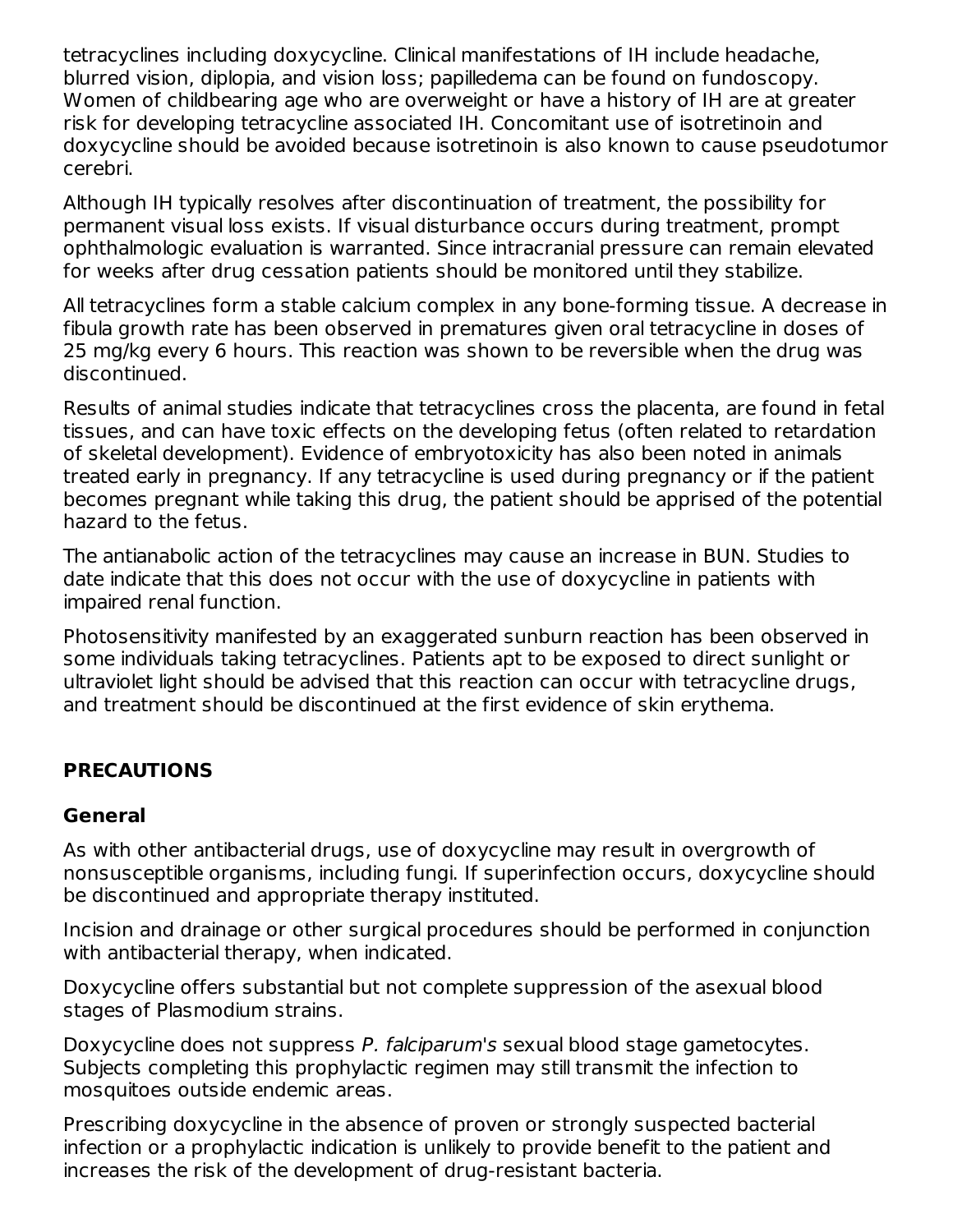tetracyclines including doxycycline. Clinical manifestations of IH include headache, blurred vision, diplopia, and vision loss; papilledema can be found on fundoscopy. Women of childbearing age who are overweight or have a history of IH are at greater risk for developing tetracycline associated IH. Concomitant use of isotretinoin and doxycycline should be avoided because isotretinoin is also known to cause pseudotumor cerebri.

Although IH typically resolves after discontinuation of treatment, the possibility for permanent visual loss exists. If visual disturbance occurs during treatment, prompt ophthalmologic evaluation is warranted. Since intracranial pressure can remain elevated for weeks after drug cessation patients should be monitored until they stabilize.

All tetracyclines form a stable calcium complex in any bone-forming tissue. A decrease in fibula growth rate has been observed in prematures given oral tetracycline in doses of 25 mg/kg every 6 hours. This reaction was shown to be reversible when the drug was discontinued.

Results of animal studies indicate that tetracyclines cross the placenta, are found in fetal tissues, and can have toxic effects on the developing fetus (often related to retardation of skeletal development). Evidence of embryotoxicity has also been noted in animals treated early in pregnancy. If any tetracycline is used during pregnancy or if the patient becomes pregnant while taking this drug, the patient should be apprised of the potential hazard to the fetus.

The antianabolic action of the tetracyclines may cause an increase in BUN. Studies to date indicate that this does not occur with the use of doxycycline in patients with impaired renal function.

Photosensitivity manifested by an exaggerated sunburn reaction has been observed in some individuals taking tetracyclines. Patients apt to be exposed to direct sunlight or ultraviolet light should be advised that this reaction can occur with tetracycline drugs, and treatment should be discontinued at the first evidence of skin erythema.

## PRECAUTIONS

### General

As with other antibacterial drugs, use of doxycycline may result in overgrowth of nonsusceptible organisms, including fungi. If superinfection occurs, doxycycline should be discontinued and appropriate therapy instituted.

Incision and drainage or other surgical procedures should be performed in conjunction with antibacterial therapy, when indicated.

Doxycycline offers substantial but not complete suppression of the asexual blood stages of Plasmodium strains.

Doxycycline does not suppress *P. falciparum*'s sexual blood stage gametocytes. Subjects completing this prophylactic regimen may still transmit the infection to mosquitoes outside endemic areas.

Prescribing doxycycline in the absence of proven or strongly suspected bacterial infection or a prophylactic indication is unlikely to provide benefit to the patient and increases the risk of the development of drug-resistant bacteria.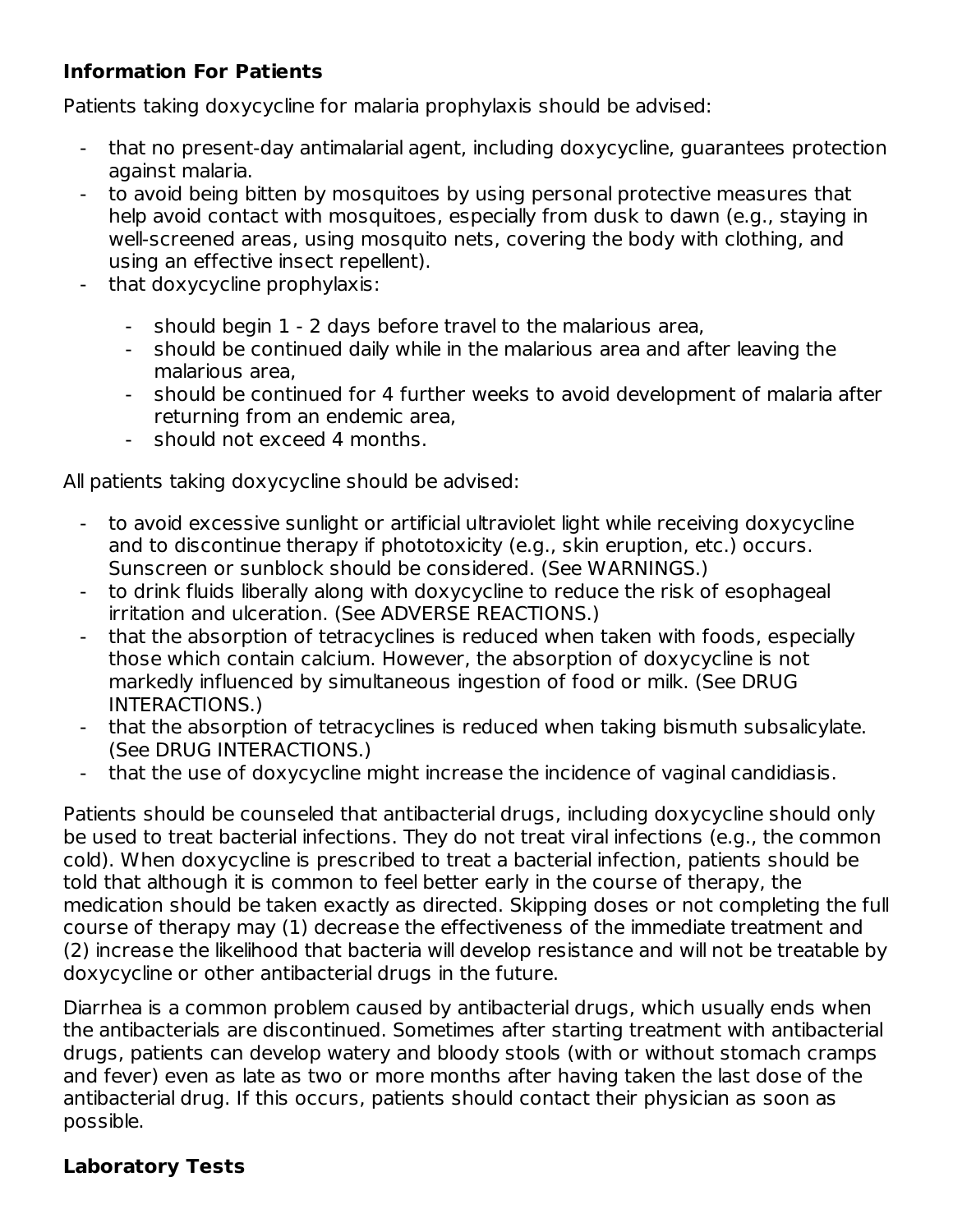### Information For Patients

Patients taking doxycycline for malaria prophylaxis should be advised:

- that no present-day antimalarial agent, including doxycycline, guarantees protection against malaria.
- to avoid being bitten by mosquitoes by using personal protective measures that help avoid contact with mosquitoes, especially from dusk to dawn (e.g., staying in well-screened areas, using mosquito nets, covering the body with clothing, and using an effective insect repellent).
- that doxycycline prophylaxis:
  - should begin 1 - 2 days before travel to the malarious area,
  - should be continued daily while in the malarious area and after leaving the malarious area,
  - should be continued for 4 further weeks to avoid development of malaria after returning from an endemic area,
  - should not exceed 4 months.

All patients taking doxycycline should be advised:

- to avoid excessive sunlight or artificial ultraviolet light while receiving doxycycline and to discontinue therapy if phototoxicity (e.g., skin eruption, etc.) occurs. Sunscreen or sunblock should be considered. (See WARNINGS.)
- to drink fluids liberally along with doxycycline to reduce the risk of esophageal irritation and ulceration. (See ADVERSE REACTIONS.)
- that the absorption of tetracyclines is reduced when taken with foods, especially those which contain calcium. However, the absorption of doxycycline is not markedly influenced by simultaneous ingestion of food or milk. (See DRUG INTERACTIONS.)
- that the absorption of tetracyclines is reduced when taking bismuth subsalicylate. (See DRUG INTERACTIONS.)
- that the use of doxycycline might increase the incidence of vaginal candidiasis.

Patients should be counseled that antibacterial drugs, including doxycycline should only be used to treat bacterial infections. They do not treat viral infections (e.g., the common cold). When doxycycline is prescribed to treat a bacterial infection, patients should be told that although it is common to feel better early in the course of therapy, the medication should be taken exactly as directed. Skipping doses or not completing the full course of therapy may (1) decrease the effectiveness of the immediate treatment and (2) increase the likelihood that bacteria will develop resistance and will not be treatable by doxycycline or other antibacterial drugs in the future.

Diarrhea is a common problem caused by antibacterial drugs, which usually ends when the antibacterials are discontinued. Sometimes after starting treatment with antibacterial drugs, patients can develop watery and bloody stools (with or without stomach cramps and fever) even as late as two or more months after having taken the last dose of the antibacterial drug. If this occurs, patients should contact their physician as soon as possible.

### Laboratory Tests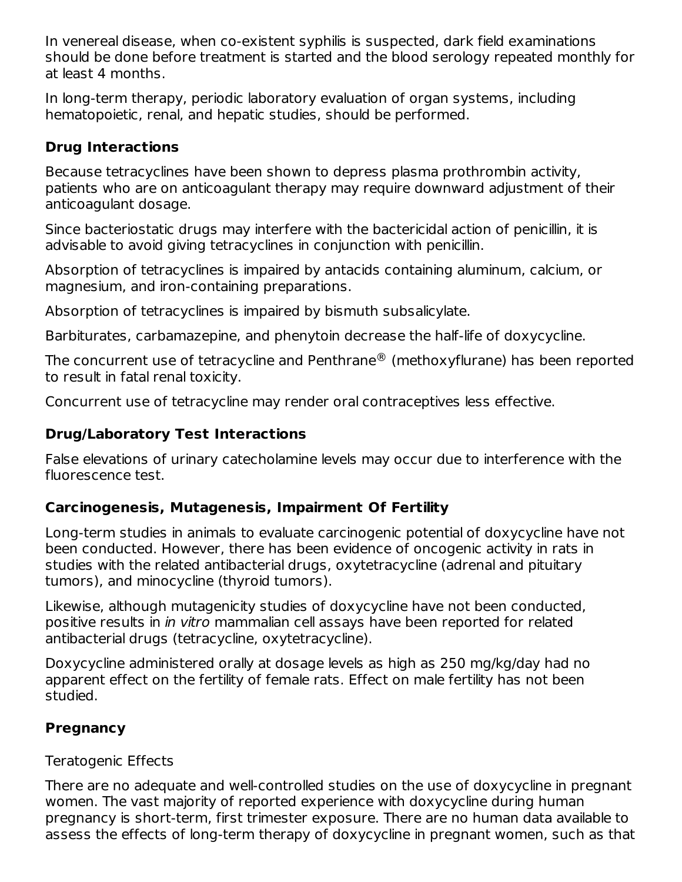In venereal disease, when co-existent syphilis is suspected, dark field examinations should be done before treatment is started and the blood serology repeated monthly for at least 4 months.

In long-term therapy, periodic laboratory evaluation of organ systems, including hematopoietic, renal, and hepatic studies, should be performed.

## Drug Interactions

Because tetracyclines have been shown to depress plasma prothrombin activity, patients who are on anticoagulant therapy may require downward adjustment of their anticoagulant dosage.

Since bacteriostatic drugs may interfere with the bactericidal action of penicillin, it is advisable to avoid giving tetracyclines in conjunction with penicillin.

Absorption of tetracyclines is impaired by antacids containing aluminum, calcium, or magnesium, and iron-containing preparations.

Absorption of tetracyclines is impaired by bismuth subsalicylate.

Barbiturates, carbamazepine, and phenytoin decrease the half-life of doxycycline.

The concurrent use of tetracycline and Penthrane® (methoxyflurane) has been reported to result in fatal renal toxicity.

Concurrent use of tetracycline may render oral contraceptives less effective.

## Drug/Laboratory Test Interactions

False elevations of urinary catecholamine levels may occur due to interference with the fluorescence test.

## Carcinogenesis, Mutagenesis, Impairment Of Fertility

Long-term studies in animals to evaluate carcinogenic potential of doxycycline have not been conducted. However, there has been evidence of oncogenic activity in rats in studies with the related antibacterial drugs, oxytetracycline (adrenal and pituitary tumors), and minocycline (thyroid tumors).

Likewise, although mutagenicity studies of doxycycline have not been conducted, positive results in *in vitro* mammalian cell assays have been reported for related antibacterial drugs (tetracycline, oxytetracycline).

Doxycycline administered orally at dosage levels as high as 250 mg/kg/day had no apparent effect on the fertility of female rats. Effect on male fertility has not been studied.

## Pregnancy

Teratogenic Effects

There are no adequate and well-controlled studies on the use of doxycycline in pregnant women. The vast majority of reported experience with doxycycline during human pregnancy is short-term, first trimester exposure. There are no human data available to assess the effects of long-term therapy of doxycycline in pregnant women, such as that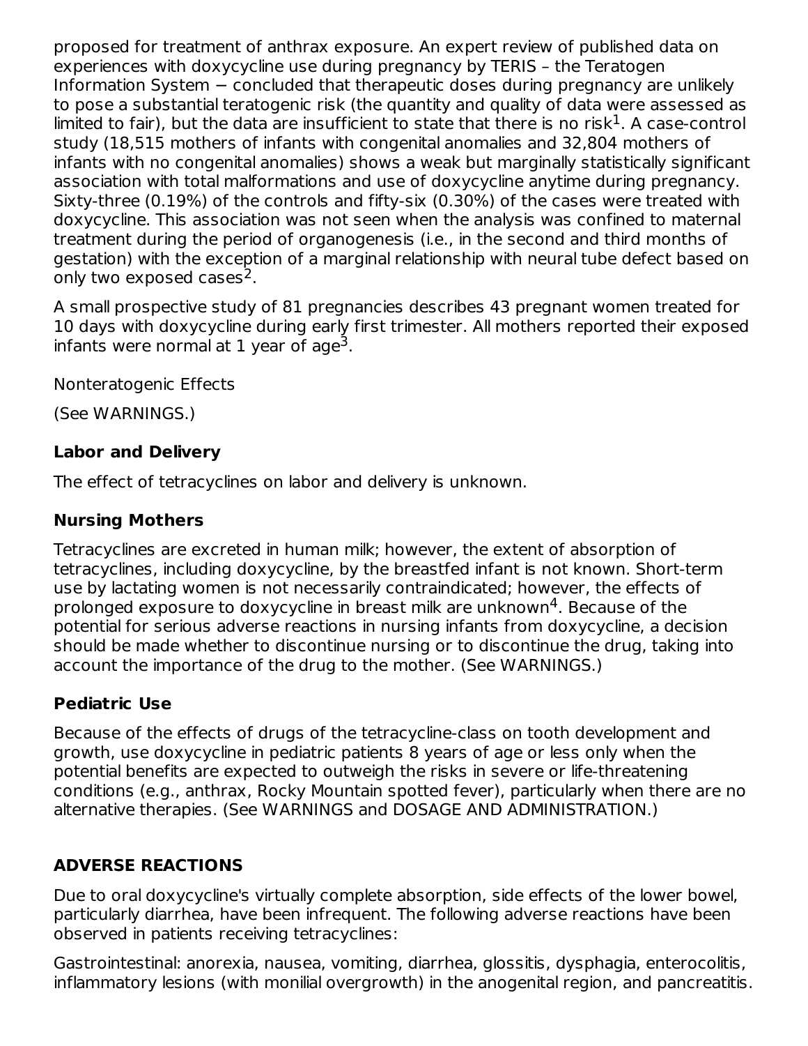proposed for treatment of anthrax exposure. An expert review of published data on experiences with doxycycline use during pregnancy by TERIS – the Teratogen Information System − concluded that therapeutic doses during pregnancy are unlikely to pose a substantial teratogenic risk (the quantity and quality of data were assessed as limited to fair), but the data are insufficient to state that there is no risk[1]. A case-control study (18,515 mothers of infants with congenital anomalies and 32,804 mothers of infants with no congenital anomalies) shows a weak but marginally statistically significant association with total malformations and use of doxycycline anytime during pregnancy. Sixty-three (0.19%) of the controls and fifty-six (0.30%) of the cases were treated with doxycycline. This association was not seen when the analysis was confined to maternal treatment during the period of organogenesis (i.e., in the second and third months of gestation) with the exception of a marginal relationship with neural tube defect based on only two exposed cases[2].

A small prospective study of 81 pregnancies describes 43 pregnant women treated for 10 days with doxycycline during early first trimester. All mothers reported their exposed infants were normal at 1 year of age[3].

Nonteratogenic Effects

(See WARNINGS.)

### Labor and Delivery

The effect of tetracyclines on labor and delivery is unknown.

### Nursing Mothers

Tetracyclines are excreted in human milk; however, the extent of absorption of tetracyclines, including doxycycline, by the breastfed infant is not known. Short-term use by lactating women is not necessarily contraindicated; however, the effects of prolonged exposure to doxycycline in breast milk are unknown[4]. Because of the potential for serious adverse reactions in nursing infants from doxycycline, a decision should be made whether to discontinue nursing or to discontinue the drug, taking into account the importance of the drug to the mother. (See WARNINGS.)

### Pediatric Use

Because of the effects of drugs of the tetracycline-class on tooth development and growth, use doxycycline in pediatric patients 8 years of age or less only when the potential benefits are expected to outweigh the risks in severe or life-threatening conditions (e.g., anthrax, Rocky Mountain spotted fever), particularly when there are no alternative therapies. (See WARNINGS and DOSAGE AND ADMINISTRATION.)

## ADVERSE REACTIONS

Due to oral doxycycline's virtually complete absorption, side effects of the lower bowel, particularly diarrhea, have been infrequent. The following adverse reactions have been observed in patients receiving tetracyclines:

Gastrointestinal: anorexia, nausea, vomiting, diarrhea, glossitis, dysphagia, enterocolitis, inflammatory lesions (with monilial overgrowth) in the anogenital region, and pancreatitis.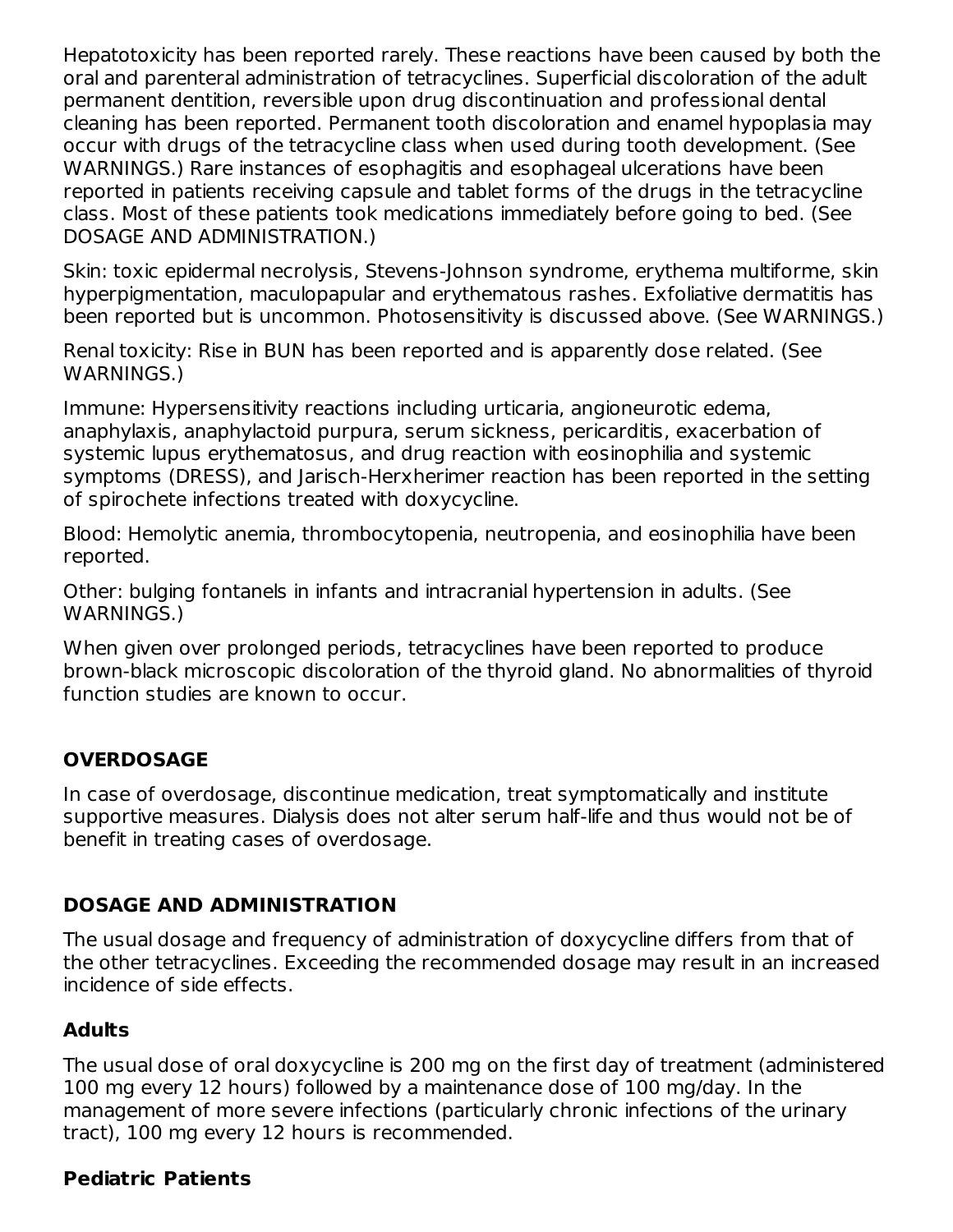Hepatotoxicity has been reported rarely. These reactions have been caused by both the oral and parenteral administration of tetracyclines. Superficial discoloration of the adult permanent dentition, reversible upon drug discontinuation and professional dental cleaning has been reported. Permanent tooth discoloration and enamel hypoplasia may occur with drugs of the tetracycline class when used during tooth development. (See WARNINGS.) Rare instances of esophagitis and esophageal ulcerations have been reported in patients receiving capsule and tablet forms of the drugs in the tetracycline class. Most of these patients took medications immediately before going to bed. (See DOSAGE AND ADMINISTRATION.)

Skin: toxic epidermal necrolysis, Stevens-Johnson syndrome, erythema multiforme, skin hyperpigmentation, maculopapular and erythematous rashes. Exfoliative dermatitis has been reported but is uncommon. Photosensitivity is discussed above. (See WARNINGS.)

Renal toxicity: Rise in BUN has been reported and is apparently dose related. (See WARNINGS.)

Immune: Hypersensitivity reactions including urticaria, angioneurotic edema, anaphylaxis, anaphylactoid purpura, serum sickness, pericarditis, exacerbation of systemic lupus erythematosus, and drug reaction with eosinophilia and systemic symptoms (DRESS), and Jarisch-Herxherimer reaction has been reported in the setting of spirochete infections treated with doxycycline.

Blood: Hemolytic anemia, thrombocytopenia, neutropenia, and eosinophilia have been reported.

Other: bulging fontanels in infants and intracranial hypertension in adults. (See WARNINGS.)

When given over prolonged periods, tetracyclines have been reported to produce brown-black microscopic discoloration of the thyroid gland. No abnormalities of thyroid function studies are known to occur.

## OVERDOSAGE

In case of overdosage, discontinue medication, treat symptomatically and institute supportive measures. Dialysis does not alter serum half-life and thus would not be of benefit in treating cases of overdosage.

## DOSAGE AND ADMINISTRATION

The usual dosage and frequency of administration of doxycycline differs from that of the other tetracyclines. Exceeding the recommended dosage may result in an increased incidence of side effects.

### Adults

The usual dose of oral doxycycline is 200 mg on the first day of treatment (administered 100 mg every 12 hours) followed by a maintenance dose of 100 mg/day. In the management of more severe infections (particularly chronic infections of the urinary tract), 100 mg every 12 hours is recommended.

### Pediatric Patients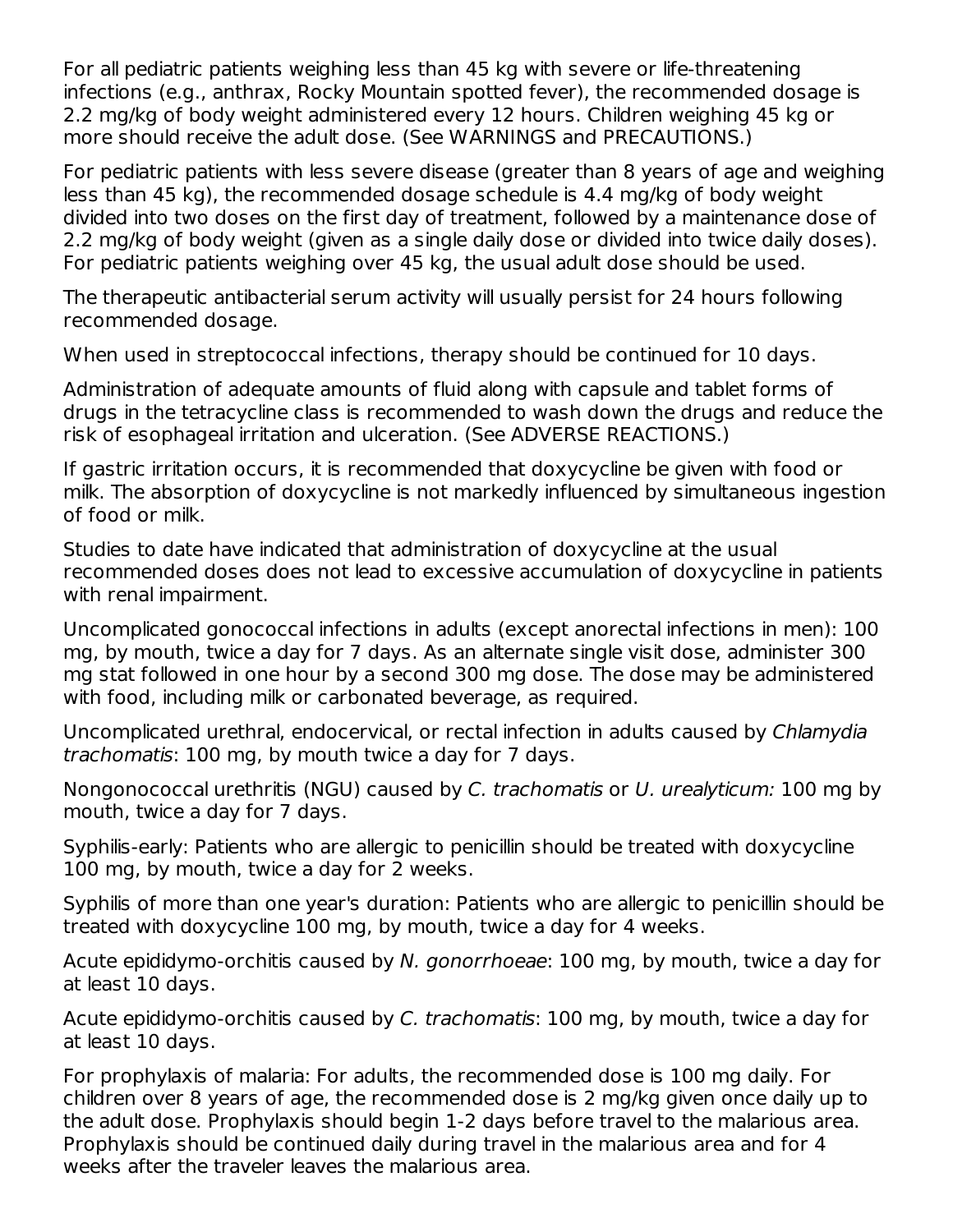For all pediatric patients weighing less than 45 kg with severe or life-threatening infections (e.g., anthrax, Rocky Mountain spotted fever), the recommended dosage is 2.2 mg/kg of body weight administered every 12 hours. Children weighing 45 kg or more should receive the adult dose. (See WARNINGS and PRECAUTIONS.)

For pediatric patients with less severe disease (greater than 8 years of age and weighing less than 45 kg), the recommended dosage schedule is 4.4 mg/kg of body weight divided into two doses on the first day of treatment, followed by a maintenance dose of 2.2 mg/kg of body weight (given as a single daily dose or divided into twice daily doses). For pediatric patients weighing over 45 kg, the usual adult dose should be used.

The therapeutic antibacterial serum activity will usually persist for 24 hours following recommended dosage.

When used in streptococcal infections, therapy should be continued for 10 days.

Administration of adequate amounts of fluid along with capsule and tablet forms of drugs in the tetracycline class is recommended to wash down the drugs and reduce the risk of esophageal irritation and ulceration. (See ADVERSE REACTIONS.)

If gastric irritation occurs, it is recommended that doxycycline be given with food or milk. The absorption of doxycycline is not markedly influenced by simultaneous ingestion of food or milk.

Studies to date have indicated that administration of doxycycline at the usual recommended doses does not lead to excessive accumulation of doxycycline in patients with renal impairment.

Uncomplicated gonococcal infections in adults (except anorectal infections in men): 100 mg, by mouth, twice a day for 7 days. As an alternate single visit dose, administer 300 mg stat followed in one hour by a second 300 mg dose. The dose may be administered with food, including milk or carbonated beverage, as required.

Uncomplicated urethral, endocervical, or rectal infection in adults caused by *Chlamydia trachomatis*: 100 mg, by mouth twice a day for 7 days.

Nongonococcal urethritis (NGU) caused by *C. trachomatis* or *U. urealyticum:* 100 mg by mouth, twice a day for 7 days.

Syphilis-early: Patients who are allergic to penicillin should be treated with doxycycline 100 mg, by mouth, twice a day for 2 weeks.

Syphilis of more than one year's duration: Patients who are allergic to penicillin should be treated with doxycycline 100 mg, by mouth, twice a day for 4 weeks.

Acute epididymo-orchitis caused by *N. gonorrhoeae*: 100 mg, by mouth, twice a day for at least 10 days.

Acute epididymo-orchitis caused by *C. trachomatis*: 100 mg, by mouth, twice a day for at least 10 days.

For prophylaxis of malaria: For adults, the recommended dose is 100 mg daily. For children over 8 years of age, the recommended dose is 2 mg/kg given once daily up to the adult dose. Prophylaxis should begin 1-2 days before travel to the malarious area. Prophylaxis should be continued daily during travel in the malarious area and for 4 weeks after the traveler leaves the malarious area.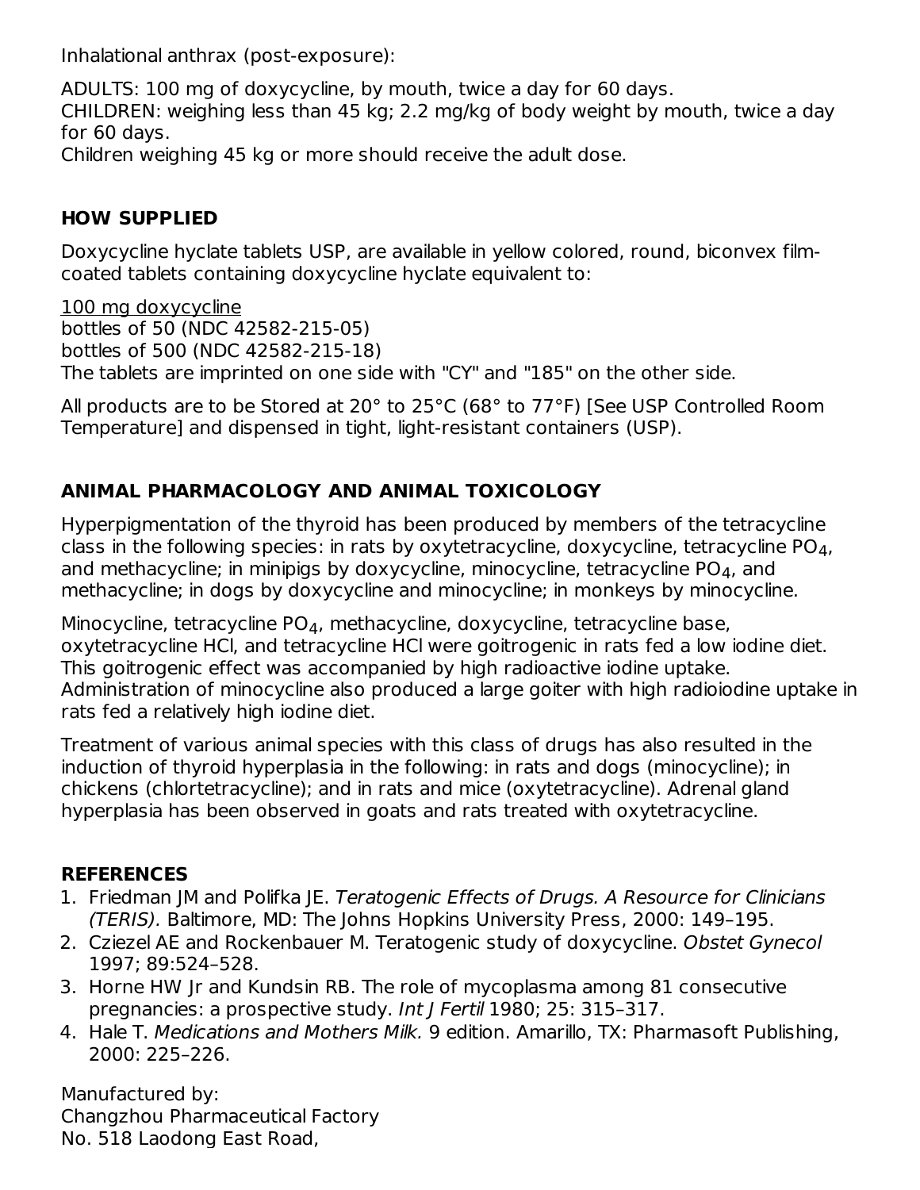Inhalational anthrax (post-exposure):

ADULTS: 100 mg of doxycycline, by mouth, twice a day for 60 days.
CHILDREN: weighing less than 45 kg; 2.2 mg/kg of body weight by mouth, twice a day for 60 days.
Children weighing 45 kg or more should receive the adult dose.

## HOW SUPPLIED

Doxycycline hyclate tablets USP, are available in yellow colored, round, biconvex film-coated tablets containing doxycycline hyclate equivalent to:

100 mg doxycycline
bottles of 50 (NDC 42582-215-05)
bottles of 500 (NDC 42582-215-18)
The tablets are imprinted on one side with "CY" and "185" on the other side.

All products are to be Stored at 20° to 25°C (68° to 77°F) [See USP Controlled Room Temperature] and dispensed in tight, light-resistant containers (USP).

## ANIMAL PHARMACOLOGY AND ANIMAL TOXICOLOGY

Hyperpigmentation of the thyroid has been produced by members of the tetracycline class in the following species: in rats by oxytetracycline, doxycycline, tetracycline $PO_4$, and methacycline; in minipigs by doxycycline, minocycline, tetracycline $PO_4$, and methacycline; in dogs by doxycycline and minocycline; in monkeys by minocycline.

Minocycline, tetracycline $PO_4$, methacycline, doxycycline, tetracycline base, oxytetracycline HCl, and tetracycline HCl were goitrogenic in rats fed a low iodine diet. This goitrogenic effect was accompanied by high radioactive iodine uptake. Administration of minocycline also produced a large goiter with high radioiodine uptake in rats fed a relatively high iodine diet.

Treatment of various animal species with this class of drugs has also resulted in the induction of thyroid hyperplasia in the following: in rats and dogs (minocycline); in chickens (chlortetracycline); and in rats and mice (oxytetracycline). Adrenal gland hyperplasia has been observed in goats and rats treated with oxytetracycline.

## REFERENCES

1. Friedman JM and Polifka JE. *Teratogenic Effects of Drugs. A Resource for Clinicians (TERIS).* Baltimore, MD: The Johns Hopkins University Press, 2000: 149–195.
2. Cziezel AE and Rockenbauer M. Teratogenic study of doxycycline. *Obstet Gynecol* 1997; 89:524–528.
3. Horne HW Jr and Kundsin RB. The role of mycoplasma among 81 consecutive pregnancies: a prospective study. *Int J Fertil* 1980; 25: 315–317.
4. Hale T. *Medications and Mothers Milk.* 9 edition. Amarillo, TX: Pharmasoft Publishing, 2000: 225–226.

Manufactured by:
Changzhou Pharmaceutical Factory
No. 518 Laodong East Road,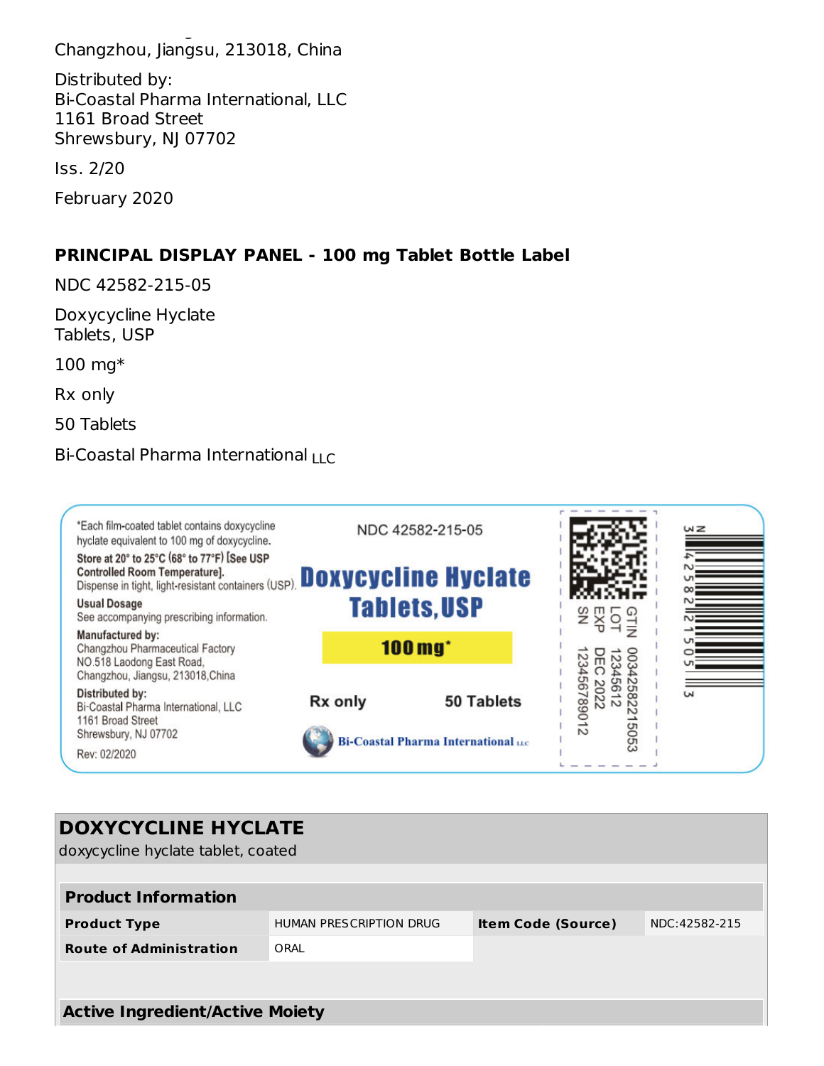Changzhou, Jiangsu, 213018, China

Distributed by:
Bi-Coastal Pharma International, LLC
1161 Broad Street
Shrewsbury, NJ 07702

Iss. 2/20

February 2020

**PRINCIPAL DISPLAY PANEL - 100 mg Tablet Bottle Label**

NDC 42582-215-05

Doxycycline Hyclate
Tablets, USP

100 mg*

Rx only

50 Tablets

Bi-Coastal Pharma International LLC

*Each film-coated tablet contains doxycycline hyclate equivalent to 100 mg of doxycycline.

**Store at 20° to 25°C (68° to 77°F) [See USP Controlled Room Temperature].**
Dispense in tight, light-resistant containers (USP).

**Usual Dosage**
See accompanying prescribing information.

**Manufactured by:**
Changzhou Pharmaceutical Factory
NO.518 Laodong East Road,
Changzhou, Jiangsu, 213018,China

**Distributed by:**
Bi-Coastal Pharma International, LLC
1161 Broad Street
Shrewsbury, NJ 07702

Rev: 02/2020

NDC 42582-215-05

**Doxycycline Hyclate Tablets,USP**

**100 mg***

**Rx only** **50 Tablets**

Bi-Coastal Pharma International LLC

GTIN 00342582215053
LOT 12345612
EXP DEC 2022
SN 123456789012

N 3 42582 21505 3

| **DOXYCYCLINE HYCLATE** | | | |
|---|---|---|---|
| doxycycline hyclate tablet, coated | | | |
| **Product Information** | | | |
| **Product Type** | HUMAN PRESCRIPTION DRUG | **Item Code (Source)** | NDC:42582-215 |
| **Route of Administration** | ORAL | | |

**Active Ingredient/Active Moiety**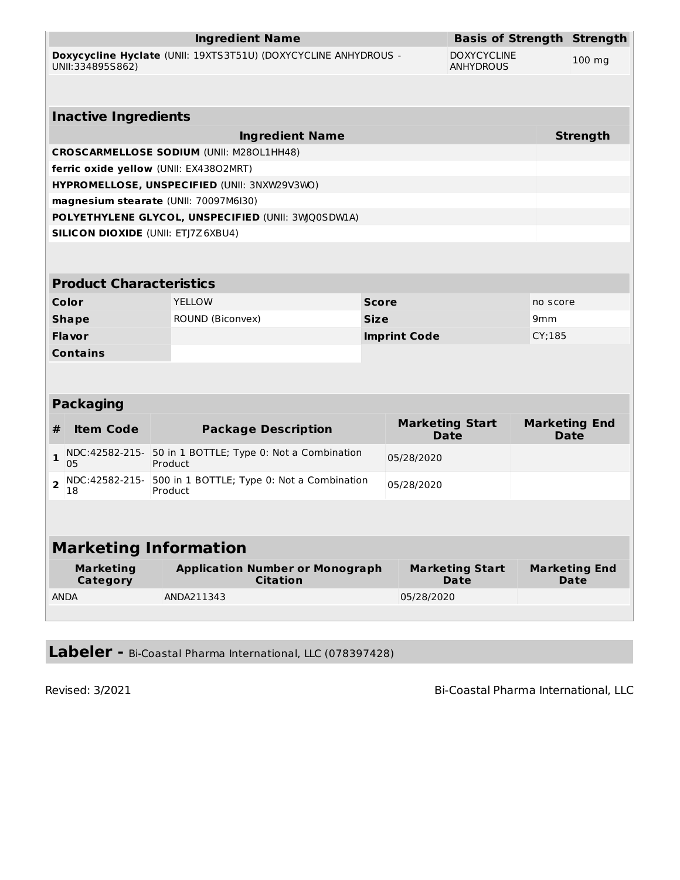| Ingredient Name | Basis of Strength | Strength |
| --- | --- | --- |
| **Doxycycline Hyclate** (UNII: 19XTS3T51U) (DOXYCYCLINE ANHYDROUS - UNII:334895S862) | DOXYCYCLINE ANHYDROUS | 100 mg |

| Inactive Ingredients | |
| --- | --- |
| **Ingredient Name** | **Strength** |
| **CROSCARMELLOSE SODIUM** (UNII: M28OL1HH48) | |
| **ferric oxide yellow** (UNII: EX438O2MRT) | |
| **HYPROMELLOSE, UNSPECIFIED** (UNII: 3NXW29V3WO) | |
| **magnesium stearate** (UNII: 70097M6I30) | |
| **POLYETHYLENE GLYCOL, UNSPECIFIED** (UNII: 3WJQ0SDW1A) | |
| **SILICON DIOXIDE** (UNII: ETJ7Z6XBU4) | |

| Product Characteristics | | | |
| --- | --- | --- | --- |
| **Color** | YELLOW | **Score** | no score |
| **Shape** | ROUND (Biconvex) | **Size** | 9mm |
| **Flavor** | | **Imprint Code** | CY;185 |
| **Contains** | | | |

| Packaging | | | | |
| --- | --- | --- | --- | --- |
| **#** | **Item Code** | **Package Description** | **Marketing Start Date** | **Marketing End Date** |
| **1** | NDC:42582-215-05 | 50 in 1 BOTTLE; Type 0: Not a Combination Product | 05/28/2020 | |
| **2** | NDC:42582-215-18 | 500 in 1 BOTTLE; Type 0: Not a Combination Product | 05/28/2020 | |

| Marketing Information | | | |
| --- | --- | --- | --- |
| **Marketing Category** | **Application Number or Monograph Citation** | **Marketing Start Date** | **Marketing End Date** |
| ANDA | ANDA211343 | 05/28/2020 | |

## Labeler - Bi-Coastal Pharma International, LLC (078397428)

Revised: 3/2021

Bi-Coastal Pharma International, LLC